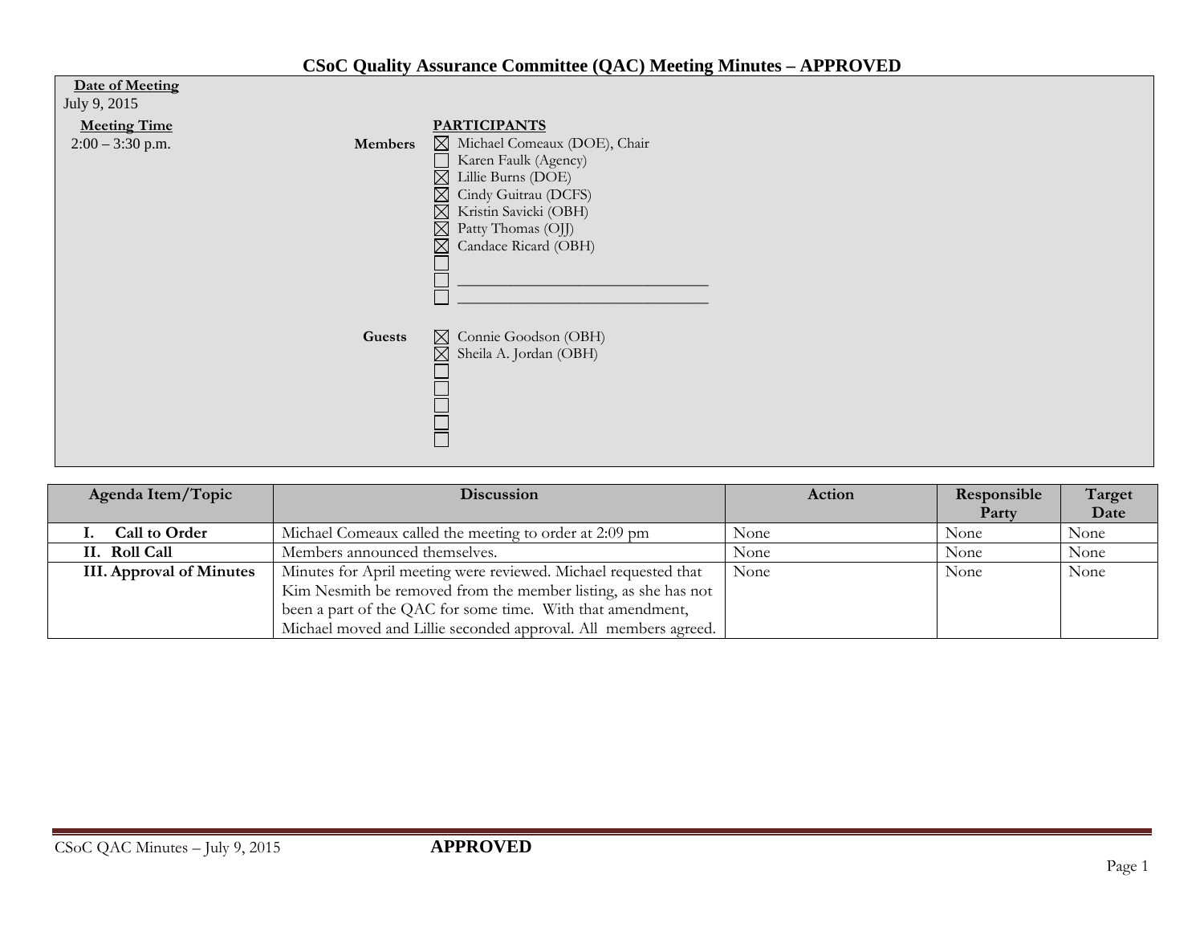# CSoC Quality Assurance Committee (QAC) Meeting Minutes – APPROVED

**Date of Meeting**
July 9, 2015

**Meeting Time**
2:00 – 3:30 p.m.

**PARTICIPANTS**

**Members**

- ☒ Michael Comeaux (DOE), Chair
- ☐ Karen Faulk (Agency)
- ☒ Lillie Burns (DOE)
- ☒ Cindy Guitrau (DCFS)
- ☒ Kristin Savicki (OBH)
- ☒ Patty Thomas (OJJ)
- ☒ Candace Ricard (OBH)
- ☐
- ☐ ______________________________
- ☐ ______________________________

**Guests**

- ☒ Connie Goodson (OBH)
- ☒ Sheila A. Jordan (OBH)
- ☐
- ☐
- ☐
- ☐
- ☐

| Agenda Item/Topic | Discussion | Action | Responsible Party | Target Date |
|---|---|---|---|---|
| **I. Call to Order** | Michael Comeaux called the meeting to order at 2:09 pm | None | None | None |
| **II. Roll Call** | Members announced themselves. | None | None | None |
| **III. Approval of Minutes** | Minutes for April meeting were reviewed. Michael requested that Kim Nesmith be removed from the member listing, as she has not been a part of the QAC for some time. With that amendment, Michael moved and Lillie seconded approval. All members agreed. | None | None | None |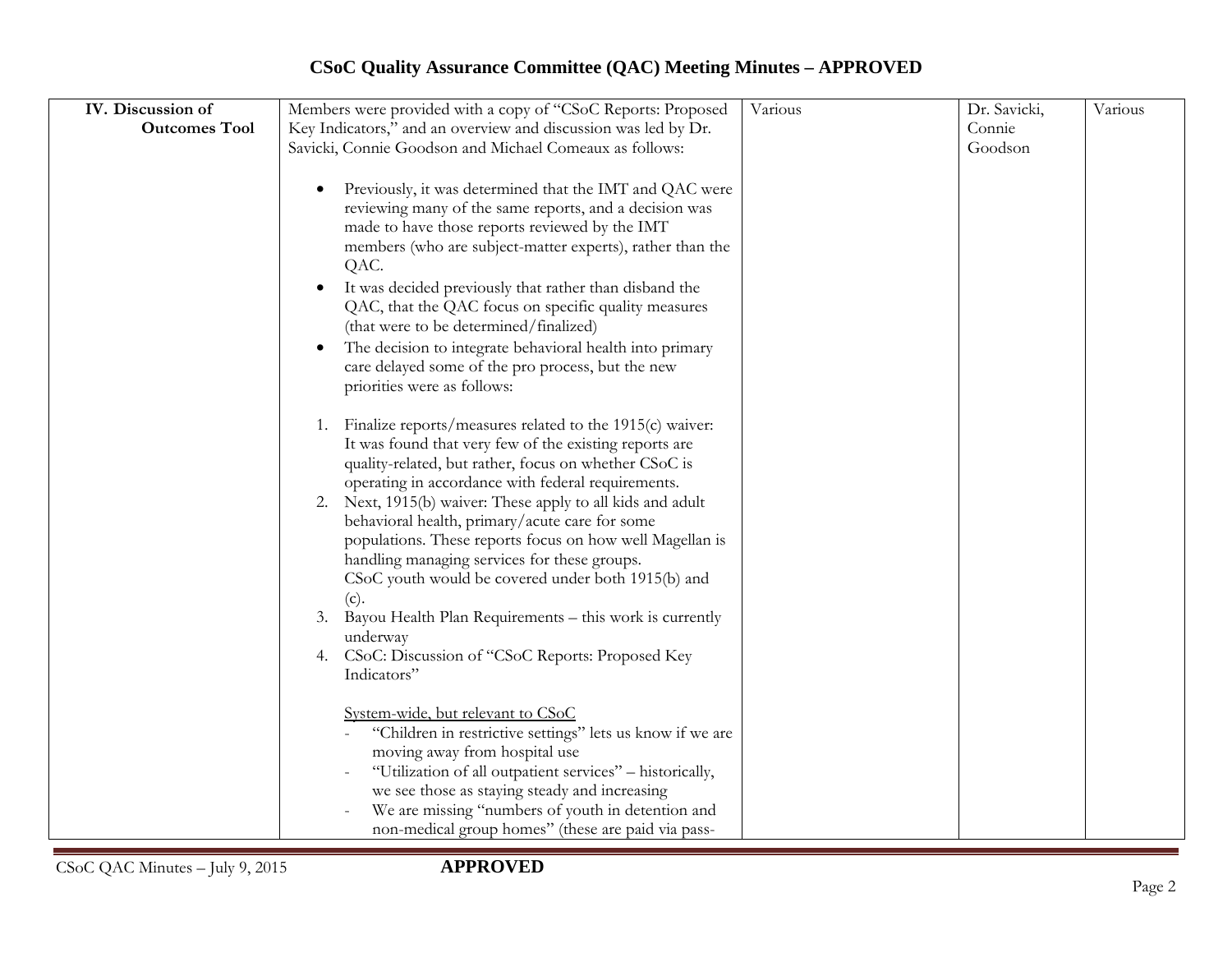# CSoC Quality Assurance Committee (QAC) Meeting Minutes – APPROVED

| | | | | |
|---|---|---|---|---|
| **IV. Discussion of Outcomes Tool** | Members were provided with a copy of "CSoC Reports: Proposed Key Indicators," and an overview and discussion was led by Dr. Savicki, Connie Goodson and Michael Comeaux as follows:<br><br>• Previously, it was determined that the IMT and QAC were reviewing many of the same reports, and a decision was made to have those reports reviewed by the IMT members (who are subject-matter experts), rather than the QAC.<br>• It was decided previously that rather than disband the QAC, that the QAC focus on specific quality measures (that were to be determined/finalized)<br>• The decision to integrate behavioral health into primary care delayed some of the pro process, but the new priorities were as follows:<br><br>1. Finalize reports/measures related to the 1915(c) waiver: It was found that very few of the existing reports are quality-related, but rather, focus on whether CSoC is operating in accordance with federal requirements.<br>2. Next, 1915(b) waiver: These apply to all kids and adult behavioral health, primary/acute care for some populations. These reports focus on how well Magellan is handling managing services for these groups. CSoC youth would be covered under both 1915(b) and (c).<br>3. Bayou Health Plan Requirements – this work is currently underway<br>4. CSoC: Discussion of "CSoC Reports: Proposed Key Indicators"<br><br><u>System-wide, but relevant to CSoC</u><br>- "Children in restrictive settings" lets us know if we are moving away from hospital use<br>- "Utilization of all outpatient services" – historically, we see those as staying steady and increasing<br>- We are missing "numbers of youth in detention and non-medical group homes" (these are paid via pass- | Various | Dr. Savicki, Connie Goodson | Various |

CSoC QAC Minutes – July 9, 2015 **APPROVED**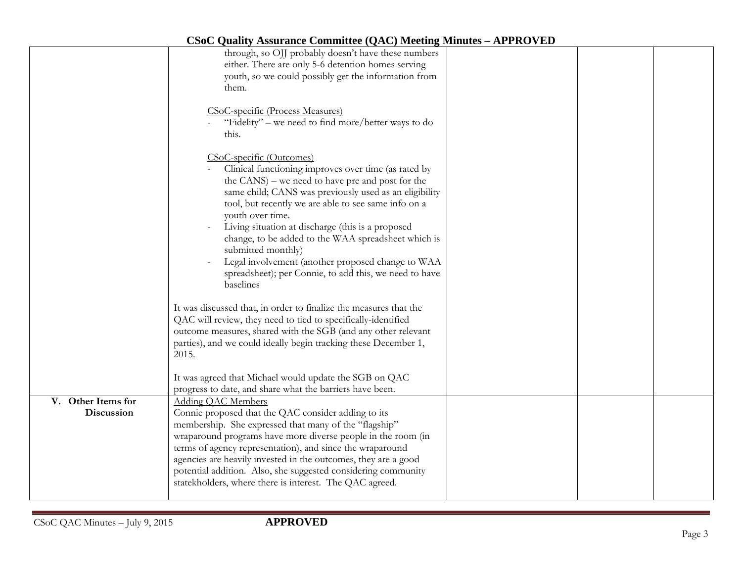| | | | | |
|---|---|---|---|---|
| | through, so OJJ probably doesn't have these numbers either. There are only 5-6 detention homes serving youth, so we could possibly get the information from them.<br><br><u>CSoC-specific (Process Measures)</u><br>- "Fidelity" – we need to find more/better ways to do this.<br><br><u>CSoC-specific (Outcomes)</u><br>- Clinical functioning improves over time (as rated by the CANS) – we need to have pre and post for the same child; CANS was previously used as an eligibility tool, but recently we are able to see same info on a youth over time.<br>- Living situation at discharge (this is a proposed change, to be added to the WAA spreadsheet which is submitted monthly)<br>- Legal involvement (another proposed change to WAA spreadsheet); per Connie, to add this, we need to have baselines<br><br>It was discussed that, in order to finalize the measures that the QAC will review, they need to tied to specifically-identified outcome measures, shared with the SGB (and any other relevant parties), and we could ideally begin tracking these December 1, 2015.<br><br>It was agreed that Michael would update the SGB on QAC progress to date, and share what the barriers have been. | | | |
| **V. Other Items for Discussion** | <u>Adding QAC Members</u><br>Connie proposed that the QAC consider adding to its membership. She expressed that many of the "flagship" wraparound programs have more diverse people in the room (in terms of agency representation), and since the wraparound agencies are heavily invested in the outcomes, they are a good potential addition. Also, she suggested considering community statekholders, where there is interest. The QAC agreed. | | | |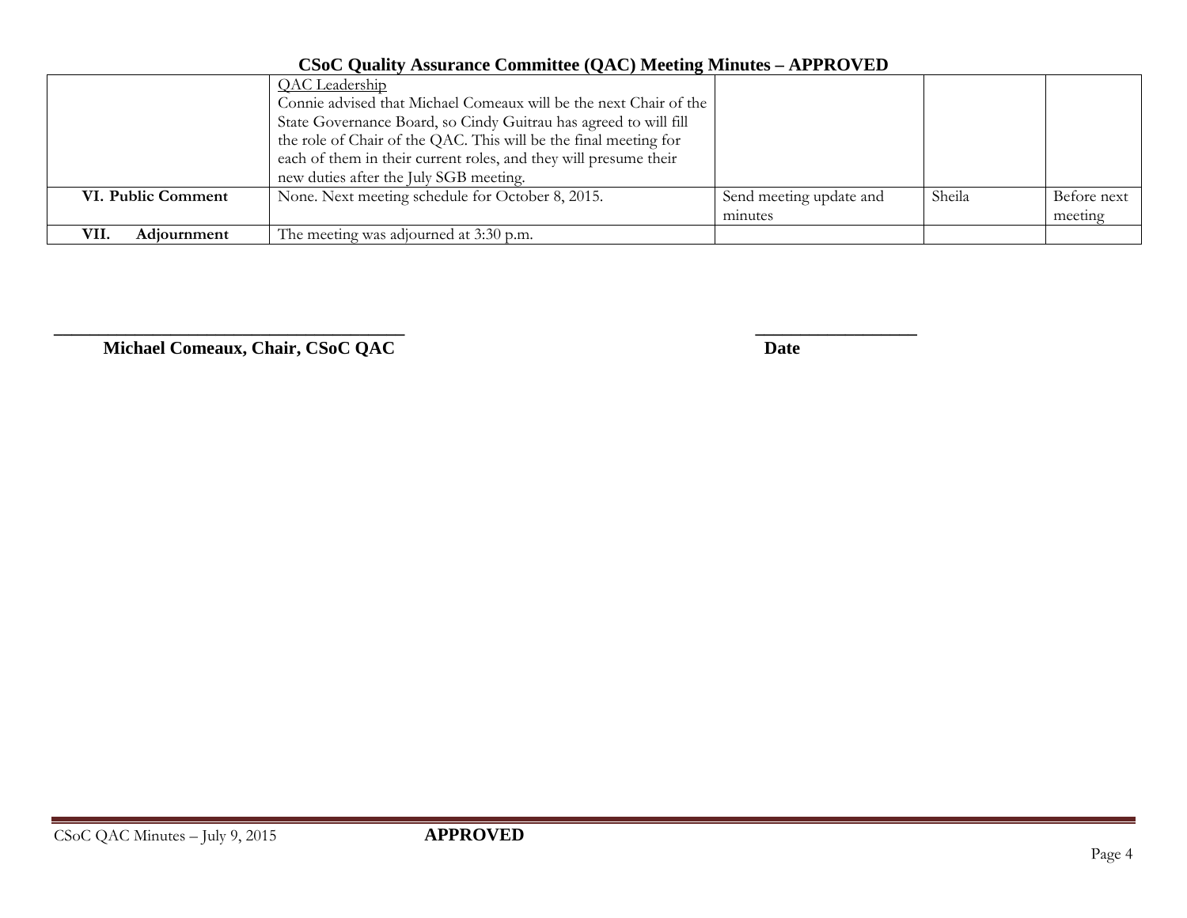# CSoC Quality Assurance Committee (QAC) Meeting Minutes – APPROVED

| | | | | |
|---|---|---|---|---|
| | QAC Leadership<br>Connie advised that Michael Comeaux will be the next Chair of the State Governance Board, so Cindy Guitrau has agreed to will fill the role of Chair of the QAC. This will be the final meeting for each of them in their current roles, and they will presume their new duties after the July SGB meeting. | | | |
| **VI. Public Comment** | None. Next meeting schedule for October 8, 2015. | Send meeting update and minutes | Sheila | Before next meeting |
| **VII. Adjournment** | The meeting was adjourned at 3:30 p.m. | | | |

**_______________________________________**
**Michael Comeaux, Chair, CSoC QAC**

**_________________**
**Date**